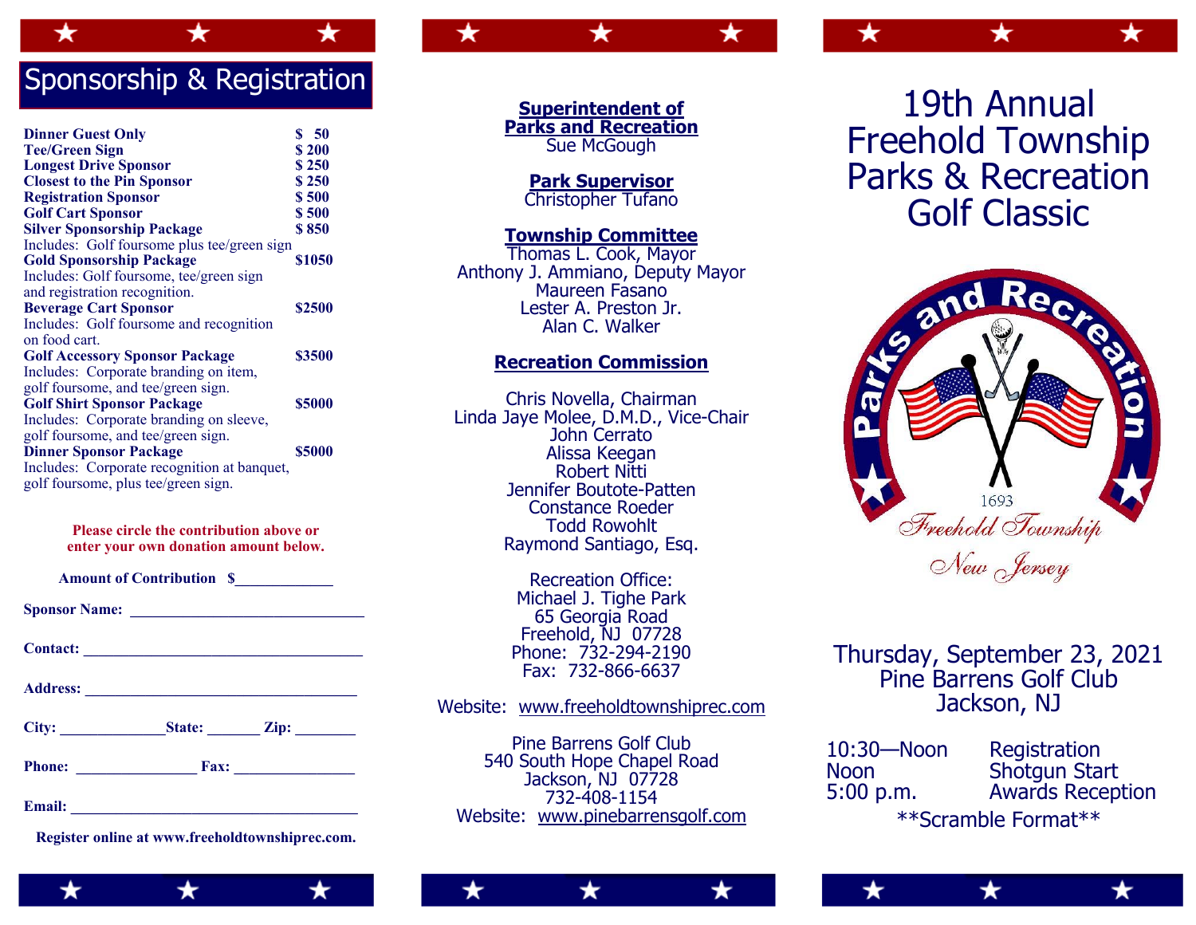## Sponsorship & Registration

| | |
|---|---|
| **Dinner Guest Only** | **$ 50** |
| **Tee/Green Sign** | **$ 200** |
| **Longest Drive Sponsor** | **$ 250** |
| **Closest to the Pin Sponsor** | **$ 250** |
| **Registration Sponsor** | **$ 500** |
| **Golf Cart Sponsor** | **$ 500** |
| **Silver Sponsorship Package** Includes: Golf foursome plus tee/green sign | **$ 850** |
| **Gold Sponsorship Package** Includes: Golf foursome, tee/green sign and registration recognition. | **$1050** |
| **Beverage Cart Sponsor** Includes: Golf foursome and recognition on food cart. | **$2500** |
| **Golf Accessory Sponsor Package** Includes: Corporate branding on item, golf foursome, and tee/green sign. | **$3500** |
| **Golf Shirt Sponsor Package** Includes: Corporate branding on sleeve, golf foursome, and tee/green sign. | **$5000** |
| **Dinner Sponsor Package** Includes: Corporate recognition at banquet, golf foursome, plus tee/green sign. | **$5000** |

**Please circle the contribution above or enter your own donation amount below.**

**Amount of Contribution $**____________

**Sponsor Name:** ______________________________

**Contact:** ____________________________________

**Address:** ___________________________________

**City:** _____________ **State:** _______ **Zip:** ________

**Phone:** _______________ **Fax:** _______________

**Email:** _____________________________________

**Register online at www.freeholdtownshiprec.com.**

**Superintendent of Parks and Recreation**
Sue McGough

**Park Supervisor**
Christopher Tufano

**Township Committee**
Thomas L. Cook, Mayor
Anthony J. Ammiano, Deputy Mayor
Maureen Fasano
Lester A. Preston Jr.
Alan C. Walker

**Recreation Commission**

Chris Novella, Chairman
Linda Jaye Molee, D.M.D., Vice-Chair
John Cerrato
Alissa Keegan
Robert Nitti
Jennifer Boutote-Patten
Constance Roeder
Todd Rowohlt
Raymond Santiago, Esq.

Recreation Office:
Michael J. Tighe Park
65 Georgia Road
Freehold, NJ 07728
Phone: 732-294-2190
Fax: 732-866-6637

Website: www.freeholdtownshiprec.com

Pine Barrens Golf Club
540 South Hope Chapel Road
Jackson, NJ 07728
732-408-1154
Website: www.pinebarrensgolf.com

# 19th Annual Freehold Township Parks & Recreation Golf Classic

Parks and Recreation
1693
Freehold Township
New Jersey

Thursday, September 23, 2021
Pine Barrens Golf Club
Jackson, NJ

| | |
|---|---|
| 10:30—Noon | Registration |
| Noon | Shotgun Start |
| 5:00 p.m. | Awards Reception |

**Scramble Format**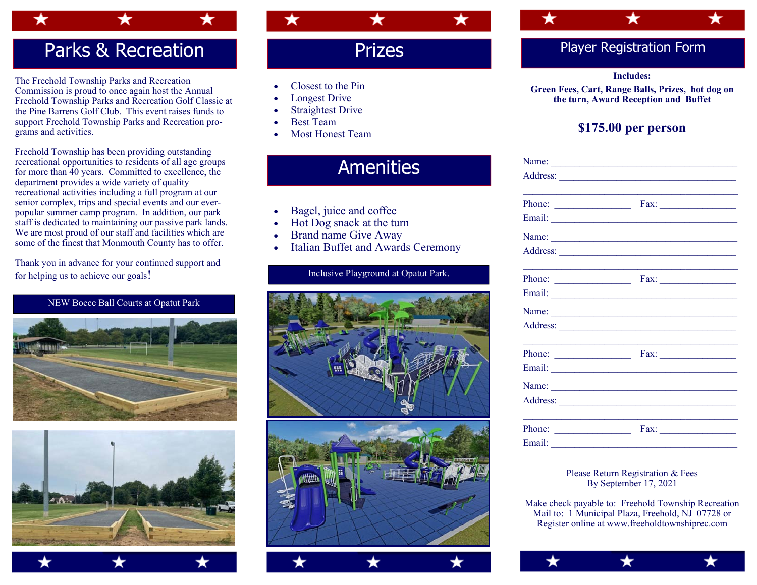# Parks & Recreation

The Freehold Township Parks and Recreation Commission is proud to once again host the Annual Freehold Township Parks and Recreation Golf Classic at the Pine Barrens Golf Club. This event raises funds to support Freehold Township Parks and Recreation programs and activities.

Freehold Township has been providing outstanding recreational opportunities to residents of all age groups for more than 40 years. Committed to excellence, the department provides a wide variety of quality recreational activities including a full program at our senior complex, trips and special events and our ever-popular summer camp program. In addition, our park staff is dedicated to maintaining our passive park lands. We are most proud of our staff and facilities which are some of the finest that Monmouth County has to offer.

Thank you in advance for your continued support and for helping us to achieve our goals!

NEW Bocce Ball Courts at Opatut Park

# Prizes

- Closest to the Pin
- Longest Drive
- Straightest Drive
- Best Team
- Most Honest Team

# Amenities

- Bagel, juice and coffee
- Hot Dog snack at the turn
- Brand name Give Away
- Italian Buffet and Awards Ceremony

Inclusive Playground at Opatut Park.

# Player Registration Form

**Includes:**

**Green Fees, Cart, Range Balls, Prizes, hot dog on the turn, Award Reception and Buffet**

**$175.00 per person**

Name: ______________________________________
Address: ____________________________________
____________________________________________
Phone: ______________ Fax: ______________
Email: ______________________________________

Name: ______________________________________
Address: ____________________________________
____________________________________________
Phone: ______________ Fax: ______________
Email: ______________________________________

Name: ______________________________________
Address: ____________________________________
____________________________________________
Phone: ______________ Fax: ______________
Email: ______________________________________

Name: ______________________________________
Address: ____________________________________
____________________________________________
Phone: ______________ Fax: ______________
Email: ______________________________________

Please Return Registration & Fees
By September 17, 2021

Make check payable to: Freehold Township Recreation
Mail to: 1 Municipal Plaza, Freehold, NJ 07728 or
Register online at www.freeholdtownshiprec.com